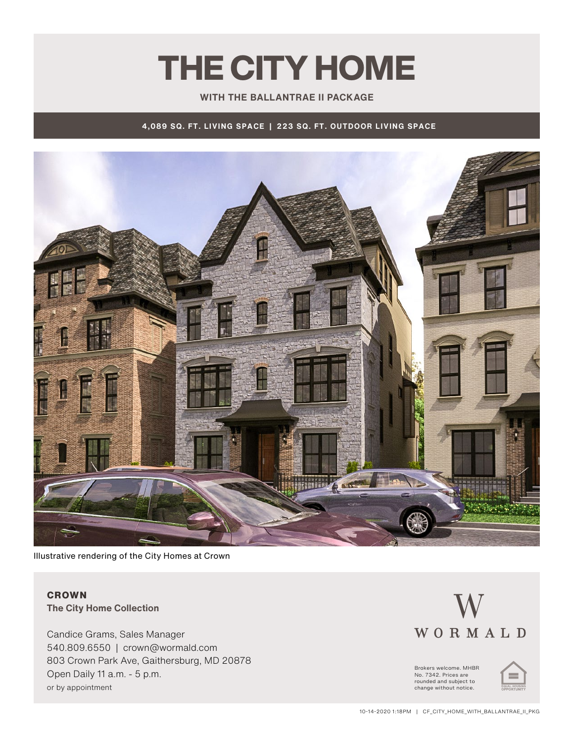# THE CITY HOME

**WITH THE BALLANTRAE II PACKAGE**

**4,089 SQ. FT. LIVING SPACE | 223 SQ. FT. OUTDOOR LIVING SPACE**

Illustrative rendering of the City Homes at Crown

**CROWN**
**The City Home Collection**

Candice Grams, Sales Manager
540.809.6550 | crown@wormald.com
803 Crown Park Ave, Gaithersburg, MD 20878
Open Daily 11 a.m. - 5 p.m.
or by appointment

W
WORMALD

Brokers welcome. MHBR No. 7342. Prices are rounded and subject to change without notice.

EQUAL HOUSING OPPORTUNITY

10-14-2020 1:18PM | CF_CITY_HOME_WITH_BALLANTRAE_II_PKG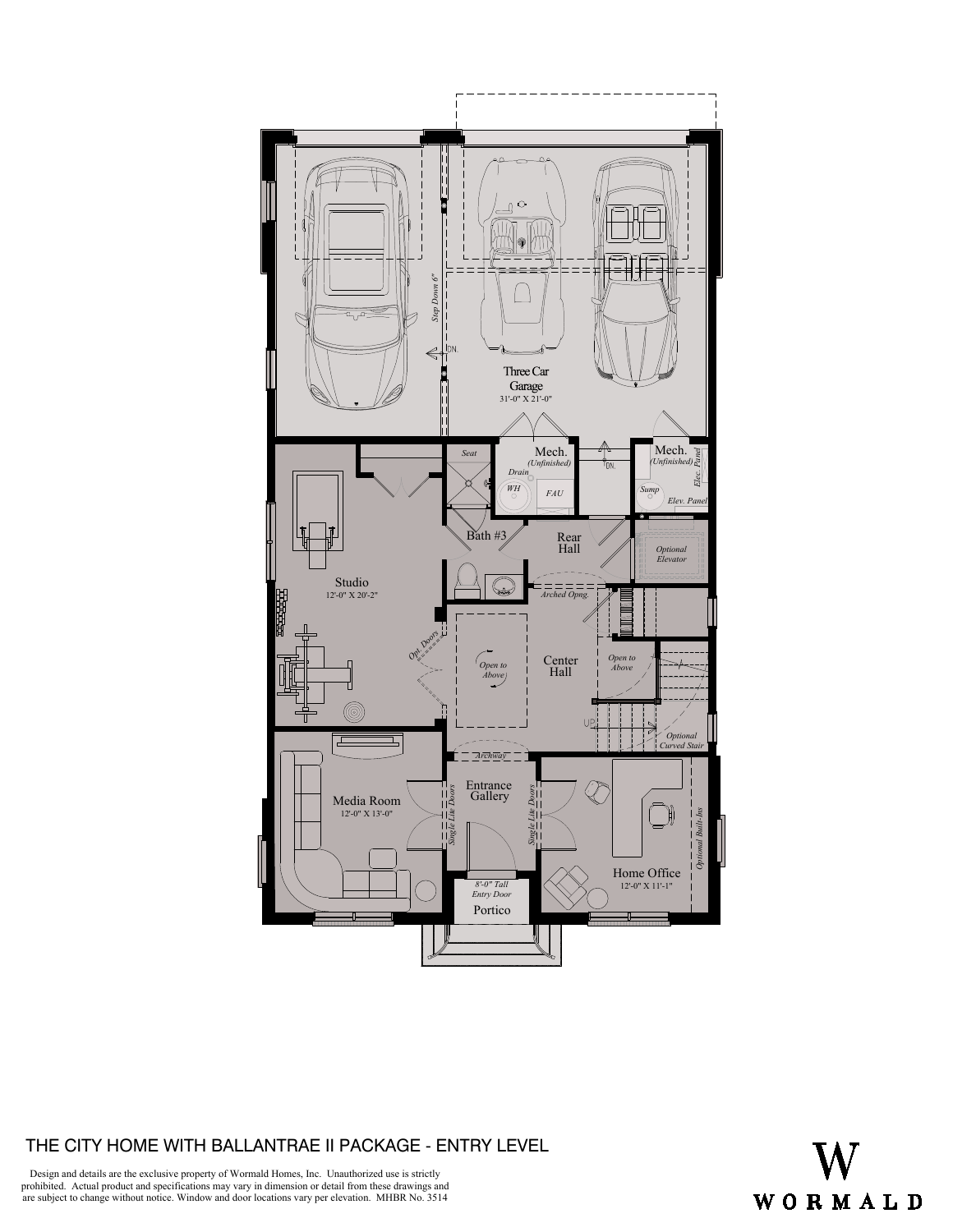Three Car Garage
31'-0" X 21'-0"

Step Down 6"

DN.

Seat

Mech.
(Unfinished)

Drain

WH

FAU

DN.

Mech.
(Unfinished)

Elec. Panel

Sump

Elev. Panel

Bath #3

Rear Hall

Optional Elevator

Studio
12'-0" X 20'-2"

Arched Opng.

Opt. Doors

Open to Above

Center Hall

Open to Above

UP

Optional Curved Stair

Archway

Media Room
12'-0" X 13'-0"

Entrance Gallery

Single Lite Doors

Single Lite Doors

Optional Built-Ins

Home Office
12'-0" X 11'-1"

8'-0" Tall Entry Door

Portico

THE CITY HOME WITH BALLANTRAE II PACKAGE - ENTRY LEVEL

Design and details are the exclusive property of Wormald Homes, Inc. Unauthorized use is strictly prohibited. Actual product and specifications may vary in dimension or detail from these drawings and are subject to change without notice. Window and door locations vary per elevation. MHBR No. 3514

W
WORMALD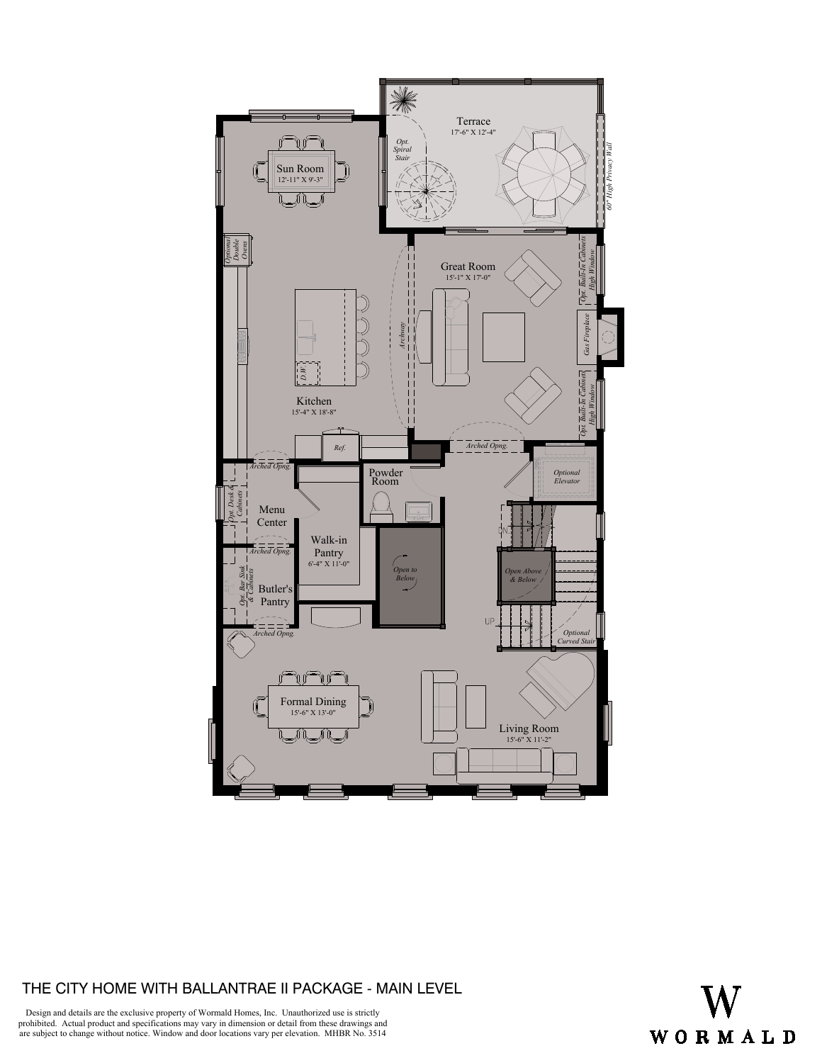Terrace
17'-6" X 12'-4"

Opt. Spiral Stair

60" High Privacy Wall

Sun Room
12'-11" X 9'-3"

Optional Double Ovens

Great Room
15'-1" X 17'-0"

Opt. Built-In Cabinets High Window

Gas Fireplace

Opt. Built-In Cabinets High Window

Archway

D.W.

Kitchen
15'-4" X 18'-8"

Ref.

Arched Opng.

Arched Opng.

Powder Room

Optional Elevator

Opt. Desk & Cabinets

Menu Center

Walk-in Pantry
6'-4" X 11'-0"

DN.

Arched Opng.

Open to Below

Open Above & Below

Opt. Bar Sink & Cabinets

Butler's Pantry

UP

Optional Curved Stair

Arched Opng.

Formal Dining
15'-6" X 13'-0"

Living Room
15'-6" X 11'-2"

THE CITY HOME WITH BALLANTRAE II PACKAGE - MAIN LEVEL

Design and details are the exclusive property of Wormald Homes, Inc. Unauthorized use is strictly prohibited. Actual product and specifications may vary in dimension or detail from these drawings and are subject to change without notice. Window and door locations vary per elevation. MHBR No. 3514

W
WORMALD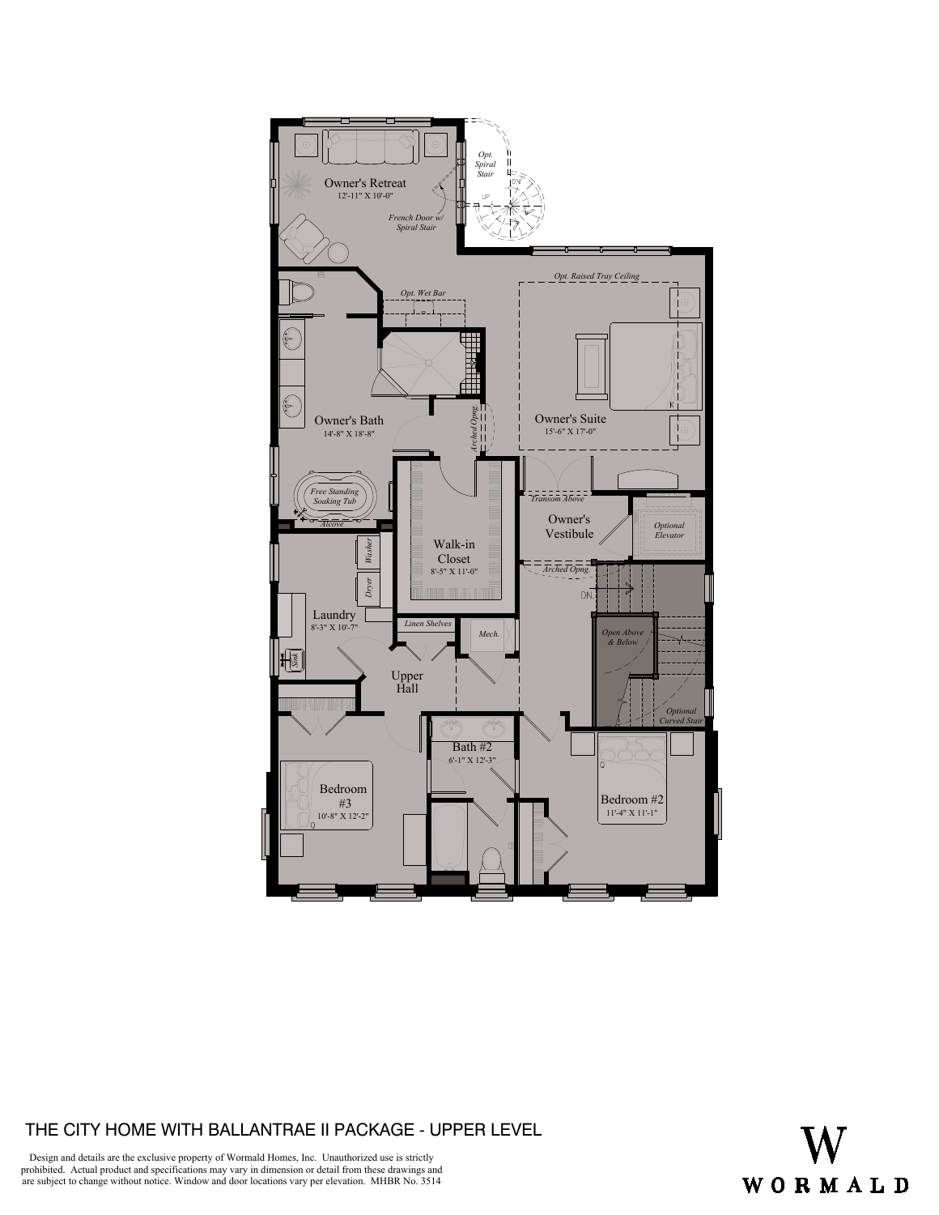Owner's Retreat
12'-11" X 10'-0"

Opt. Spiral Stair

French Door w/ Spiral Stair

DN

UP

Opt. Wet Bar

Opt. Raised Tray Ceiling

Owner's Bath
14'-8" X 18'-8"

Arched Opng

Owner's Suite
15'-6" X 17'-0"

Free Standing Soaking Tub

Alcove

Transom Above

Owner's Vestibule

Optional Elevator

Walk-in Closet
8'-5" X 11'-0"

Washer

Dryer

Arched Opng

DN.

Laundry
8'-3" X 10'-7"

Open Above & Below

Linen Shelves

Mech.

Sink

Upper Hall

Optional Curved Stair

Bath #2
6'-1" X 12'-3"

Bedroom #3
10'-8" X 12'-2"

Bedroom #2
11'-4" X 11'-1"

THE CITY HOME WITH BALLANTRAE II PACKAGE - UPPER LEVEL

Design and details are the exclusive property of Wormald Homes, Inc. Unauthorized use is strictly prohibited. Actual product and specifications may vary in dimension or detail from these drawings and are subject to change without notice. Window and door locations vary per elevation. MHBR No. 3514

W
WORMALD